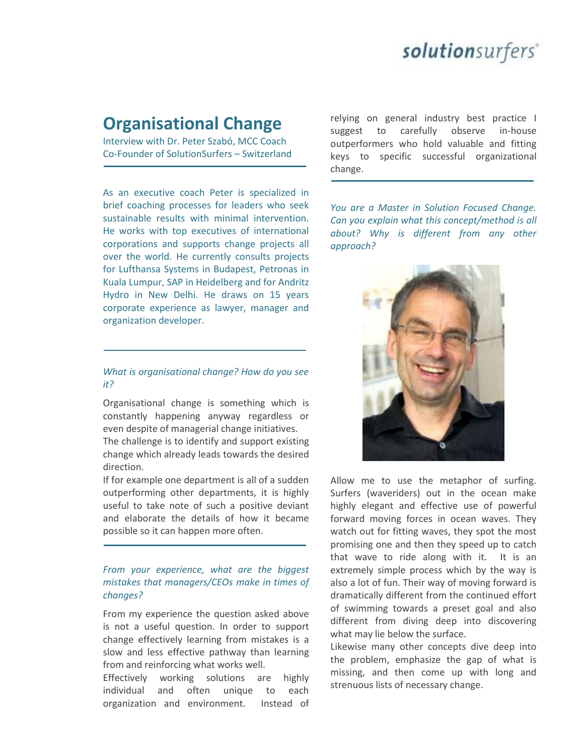# Organisational Change

Interview with Dr. Peter Szabó, MCC Coach
Co-Founder of SolutionSurfers – Switzerland

As an executive coach Peter is specialized in brief coaching processes for leaders who seek sustainable results with minimal intervention. He works with top executives of international corporations and supports change projects all over the world. He currently consults projects for Lufthansa Systems in Budapest, Petronas in Kuala Lumpur, SAP in Heidelberg and for Andritz Hydro in New Delhi. He draws on 15 years corporate experience as lawyer, manager and organization developer.

*What is organisational change? How do you see it?*

Organisational change is something which is constantly happening anyway regardless or even despite of managerial change initiatives.
The challenge is to identify and support existing change which already leads towards the desired direction.
If for example one department is all of a sudden outperforming other departments, it is highly useful to take note of such a positive deviant and elaborate the details of how it became possible so it can happen more often.

*From your experience, what are the biggest mistakes that managers/CEOs make in times of changes?*

From my experience the question asked above is not a useful question. In order to support change effectively learning from mistakes is a slow and less effective pathway than learning from and reinforcing what works well.
Effectively working solutions are highly individual and often unique to each organization and environment. Instead of relying on general industry best practice I suggest to carefully observe in-house outperformers who hold valuable and fitting keys to specific successful organizational change.

*You are a Master in Solution Focused Change. Can you explain what this concept/method is all about? Why is different from any other approach?*

Allow me to use the metaphor of surfing. Surfers (waveriders) out in the ocean make highly elegant and effective use of powerful forward moving forces in ocean waves. They watch out for fitting waves, they spot the most promising one and then they speed up to catch that wave to ride along with it. It is an extremely simple process which by the way is also a lot of fun. Their way of moving forward is dramatically different from the continued effort of swimming towards a preset goal and also different from diving deep into discovering what may lie below the surface.
Likewise many other concepts dive deep into the problem, emphasize the gap of what is missing, and then come up with long and strenuous lists of necessary change.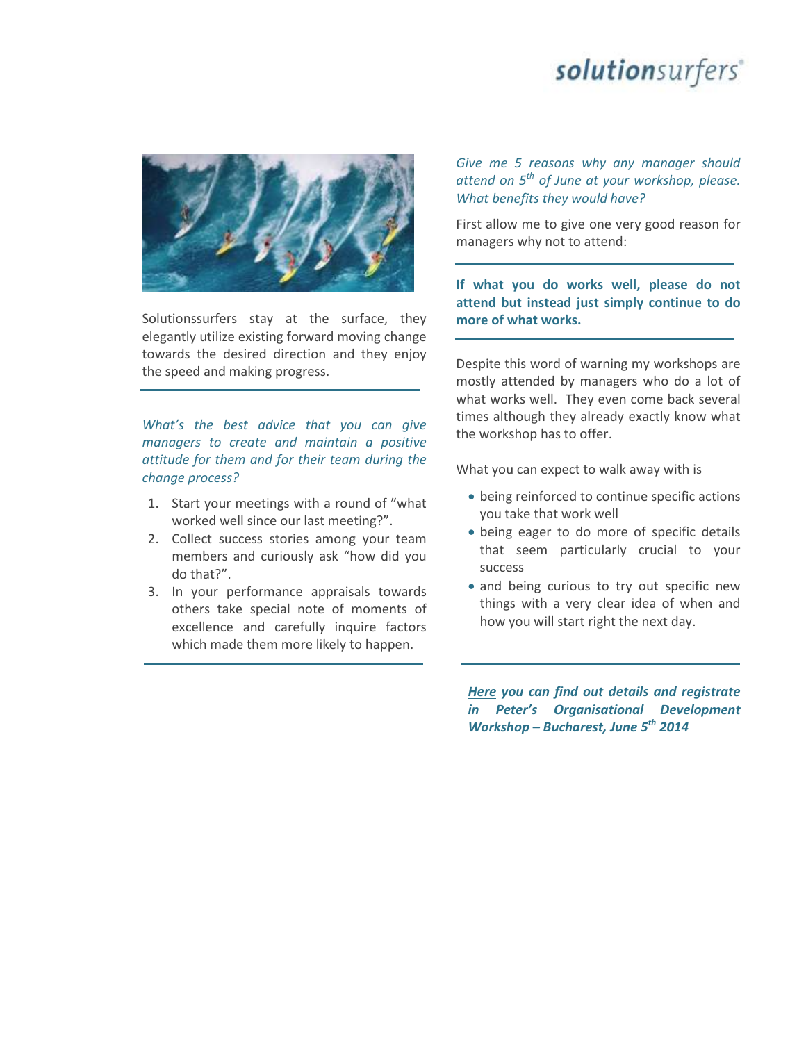Solutionssurfers stay at the surface, they elegantly utilize existing forward moving change towards the desired direction and they enjoy the speed and making progress.

---

*What's the best advice that you can give managers to create and maintain a positive attitude for them and for their team during the change process?*

1. Start your meetings with a round of "what worked well since our last meeting?".
2. Collect success stories among your team members and curiously ask "how did you do that?".
3. In your performance appraisals towards others take special note of moments of excellence and carefully inquire factors which made them more likely to happen.

---

*Give me 5 reasons why any manager should attend on 5th of June at your workshop, please. What benefits they would have?*

First allow me to give one very good reason for managers why not to attend:

---

**If what you do works well, please do not attend but instead just simply continue to do more of what works.**

---

Despite this word of warning my workshops are mostly attended by managers who do a lot of what works well. They even come back several times although they already exactly know what the workshop has to offer.

What you can expect to walk away with is

- being reinforced to continue specific actions you take that work well
- being eager to do more of specific details that seem particularly crucial to your success
- and being curious to try out specific new things with a very clear idea of when and how you will start right the next day.

---

***Here** you can find out details and registrate in Peter's Organisational Development Workshop – Bucharest, June 5th 2014*